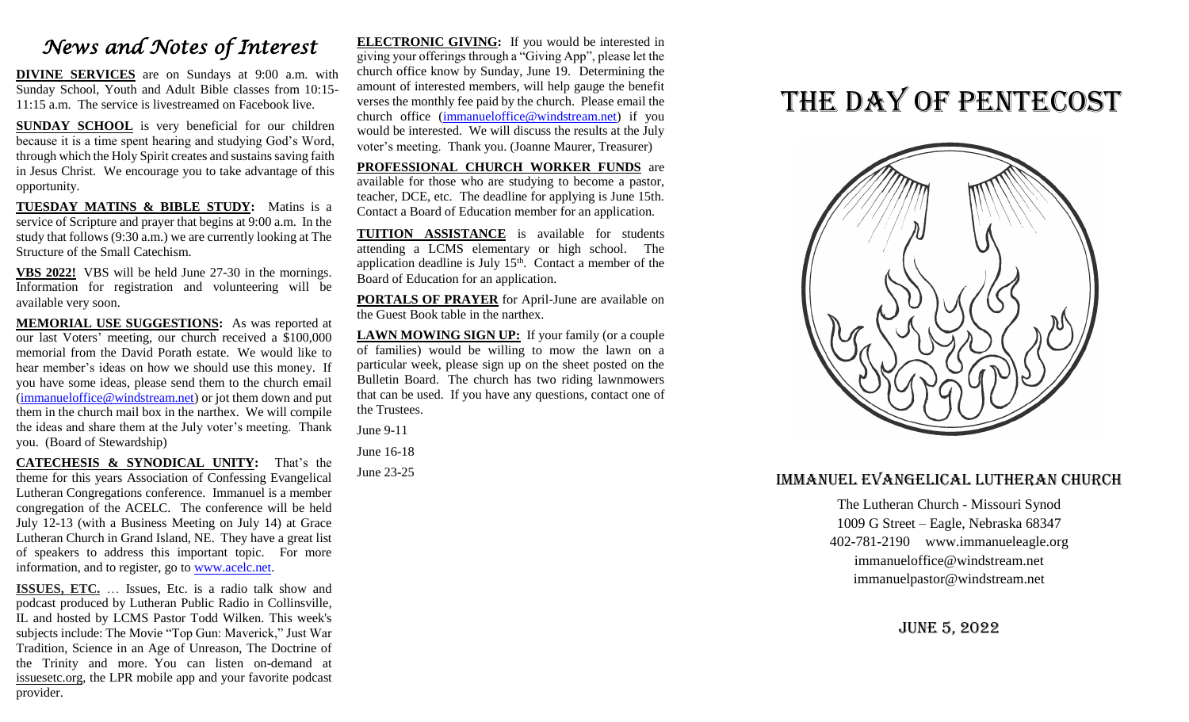# *News and Notes of Interest*

**DIVINE SERVICES** are on Sundays at 9:00 a.m. with Sunday School, Youth and Adult Bible classes from 10:15-11:15 a.m. The service is livestreamed on Facebook live.

**SUNDAY SCHOOL** is very beneficial for our children because it is a time spent hearing and studying God's Word, through which the Holy Spirit creates and sustains saving faith in Jesus Christ. We encourage you to take advantage of this opportunity.

**TUESDAY MATINS & BIBLE STUDY:** Matins is a service of Scripture and prayer that begins at 9:00 a.m. In the study that follows (9:30 a.m.) we are currently looking at The Structure of the Small Catechism.

**VBS 2022!** VBS will be held June 27-30 in the mornings. Information for registration and volunteering will be available very soon.

**MEMORIAL USE SUGGESTIONS:** As was reported at our last Voters' meeting, our church received a $100,000 memorial from the David Porath estate. We would like to hear member's ideas on how we should use this money. If you have some ideas, please send them to the church email (immanueloffice@windstream.net) or jot them down and put them in the church mail box in the narthex. We will compile the ideas and share them at the July voter's meeting. Thank you. (Board of Stewardship)

**CATECHESIS & SYNODICAL UNITY:** That's the theme for this years Association of Confessing Evangelical Lutheran Congregations conference. Immanuel is a member congregation of the ACELC. The conference will be held July 12-13 (with a Business Meeting on July 14) at Grace Lutheran Church in Grand Island, NE. They have a great list of speakers to address this important topic. For more information, and to register, go to www.acelc.net.

**ISSUES, ETC.** … Issues, Etc. is a radio talk show and podcast produced by Lutheran Public Radio in Collinsville, IL and hosted by LCMS Pastor Todd Wilken. This week's subjects include: The Movie "Top Gun: Maverick," Just War Tradition, Science in an Age of Unreason, The Doctrine of the Trinity and more. You can listen on-demand at issuesetc.org, the LPR mobile app and your favorite podcast provider.

**ELECTRONIC GIVING:** If you would be interested in giving your offerings through a "Giving App", please let the church office know by Sunday, June 19. Determining the amount of interested members, will help gauge the benefit verses the monthly fee paid by the church. Please email the church office (immanueloffice@windstream.net) if you would be interested. We will discuss the results at the July voter's meeting. Thank you. (Joanne Maurer, Treasurer)

**PROFESSIONAL CHURCH WORKER FUNDS** are available for those who are studying to become a pastor, teacher, DCE, etc. The deadline for applying is June 15th. Contact a Board of Education member for an application.

**TUITION ASSISTANCE** is available for students attending a LCMS elementary or high school. The application deadline is July 15th. Contact a member of the Board of Education for an application.

**PORTALS OF PRAYER** for April-June are available on the Guest Book table in the narthex.

**LAWN MOWING SIGN UP:** If your family (or a couple of families) would be willing to mow the lawn on a particular week, please sign up on the sheet posted on the Bulletin Board. The church has two riding lawnmowers that can be used. If you have any questions, contact one of the Trustees.

June 9-11

June 16-18

June 23-25

# The Day of Pentecost

## Immanuel Evangelical Lutheran Church

The Lutheran Church - Missouri Synod
1009 G Street – Eagle, Nebraska 68347
402-781-2190 www.immanueleagle.org
immanueloffice@windstream.net
immanuelpastor@windstream.net

**June 5, 2022**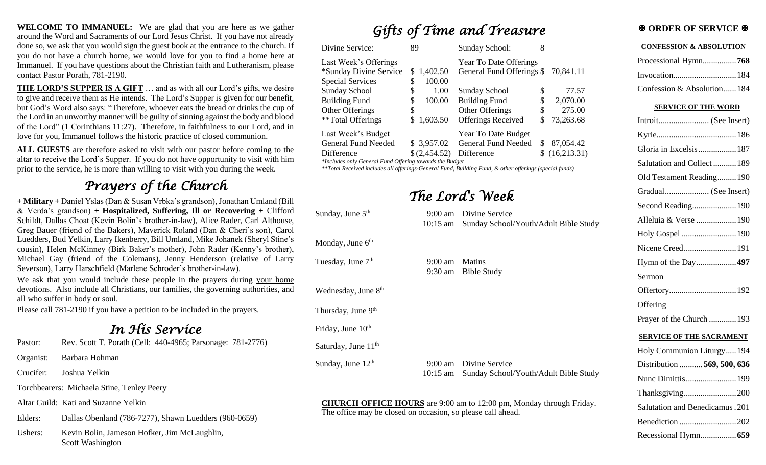**WELCOME TO IMMANUEL:** We are glad that you are here as we gather around the Word and Sacraments of our Lord Jesus Christ. If you have not already done so, we ask that you would sign the guest book at the entrance to the church. If you do not have a church home, we would love for you to find a home here at Immanuel. If you have questions about the Christian faith and Lutheranism, please contact Pastor Porath, 781-2190.

**THE LORD'S SUPPER IS A GIFT** … and as with all our Lord's gifts, we desire to give and receive them as He intends. The Lord's Supper is given for our benefit, but God's Word also says: "Therefore, whoever eats the bread or drinks the cup of the Lord in an unworthy manner will be guilty of sinning against the body and blood of the Lord" (1 Corinthians 11:27). Therefore, in faithfulness to our Lord, and in love for you, Immanuel follows the historic practice of closed communion.

**ALL GUESTS** are therefore asked to visit with our pastor before coming to the altar to receive the Lord's Supper. If you do not have opportunity to visit with him prior to the service, he is more than willing to visit with you during the week.

# Prayers of the Church

**+ Military +** Daniel Yslas (Dan & Susan Vrbka's grandson), Jonathan Umland (Bill & Verda's grandson) **+ Hospitalized, Suffering, Ill or Recovering +** Clifford Schildt, Dallas Choat (Kevin Bolin's brother-in-law), Alice Rader, Carl Althouse, Greg Bauer (friend of the Bakers), Maverick Roland (Dan & Cheri's son), Carol Luedders, Bud Yelkin, Larry Ikenberry, Bill Umland, Mike Johanek (Sheryl Stine's cousin), Helen McKinney (Birk Baker's mother), John Rader (Kenny's brother), Michael Gay (friend of the Colemans), Jenny Henderson (relative of Larry Severson), Larry Harschfield (Marlene Schroder's brother-in-law).

We ask that you would include these people in the prayers during your home devotions. Also include all Christians, our families, the governing authorities, and all who suffer in body or soul.

Please call 781-2190 if you have a petition to be included in the prayers.

# In His Service

Pastor: Rev. Scott T. Porath (Cell: 440-4965; Parsonage: 781-2776)

Organist: Barbara Hohman

Crucifer: Joshua Yelkin

Torchbearers: Michaela Stine, Tenley Peery

Altar Guild: Kati and Suzanne Yelkin

Elders: Dallas Obenland (786-7277), Shawn Luedders (960-0659)

Ushers: Kevin Bolin, Jameson Hofker, Jim McLaughlin, Scott Washington

# Gifts of Time and Treasure

| | | | |
|---|---|---|---|
| Divine Service: | 89 | Sunday School: | 8 |
| Last Week's Offerings | | Year To Date Offerings | |
| *Sunday Divine Service | $ 1,402.50 | General Fund Offerings | $ 70,841.11 |
| Special Services | $ 100.00 | | |
| Sunday School | $ 1.00 | Sunday School | $ 77.57 |
| Building Fund | $ 100.00 | Building Fund | $ 2,070.00 |
| Other Offerings | $ | Other Offerings | $ 275.00 |
| **Total Offerings | $ 1,603.50 | Offerings Received | $ 73,263.68 |
| Last Week's Budget | | Year To Date Budget | |
| General Fund Needed | $ 3,957.02 | General Fund Needed | $ 87,054.42 |
| Difference | $ (2,454.52) | Difference | $ (16,213.31) |

*Includes only General Fund Offering towards the Budget
**Total Received includes all offerings-General Fund, Building Fund, & other offerings (special funds)

# The Lord's Week

| | | |
|---|---|---|
| Sunday, June 5th | 9:00 am<br>10:15 am | Divine Service<br>Sunday School/Youth/Adult Bible Study |
| Monday, June 6th | | |
| Tuesday, June 7th | 9:00 am<br>9:30 am | Matins<br>Bible Study |
| Wednesday, June 8th | | |
| Thursday, June 9th | | |
| Friday, June 10th | | |
| Saturday, June 11th | | |
| Sunday, June 12th | 9:00 am<br>10:15 am | Divine Service<br>Sunday School/Youth/Adult Bible Study |

**CHURCH OFFICE HOURS** are 9:00 am to 12:00 pm, Monday through Friday. The office may be closed on occasion, so please call ahead.

## ✠ ORDER OF SERVICE ✠

### CONFESSION & ABSOLUTION

- Processional Hymn ........ **768**
- Invocation ........ 184
- Confession & Absolution ........ 184

### SERVICE OF THE WORD

- Introit ........ (See Insert)
- Kyrie ........ 186
- Gloria in Excelsis ........ 187
- Salutation and Collect ........ 189
- Old Testament Reading ........ 190
- Gradual ........ (See Insert)
- Second Reading ........ 190
- Alleluia & Verse ........ 190
- Holy Gospel ........ 190
- Nicene Creed ........ 191
- Hymn of the Day ........ **497**
- Sermon
- Offertory ........ 192
- Offering
- Prayer of the Church ........ 193

### SERVICE OF THE SACRAMENT

- Holy Communion Liturgy ........ 194
- Distribution ........ **569, 500, 636**
- Nunc Dimittis ........ 199
- Thanksgiving ........ 200
- Salutation and Benedicamus ........ 201
- Benediction ........ 202
- Recessional Hymn ........ **659**